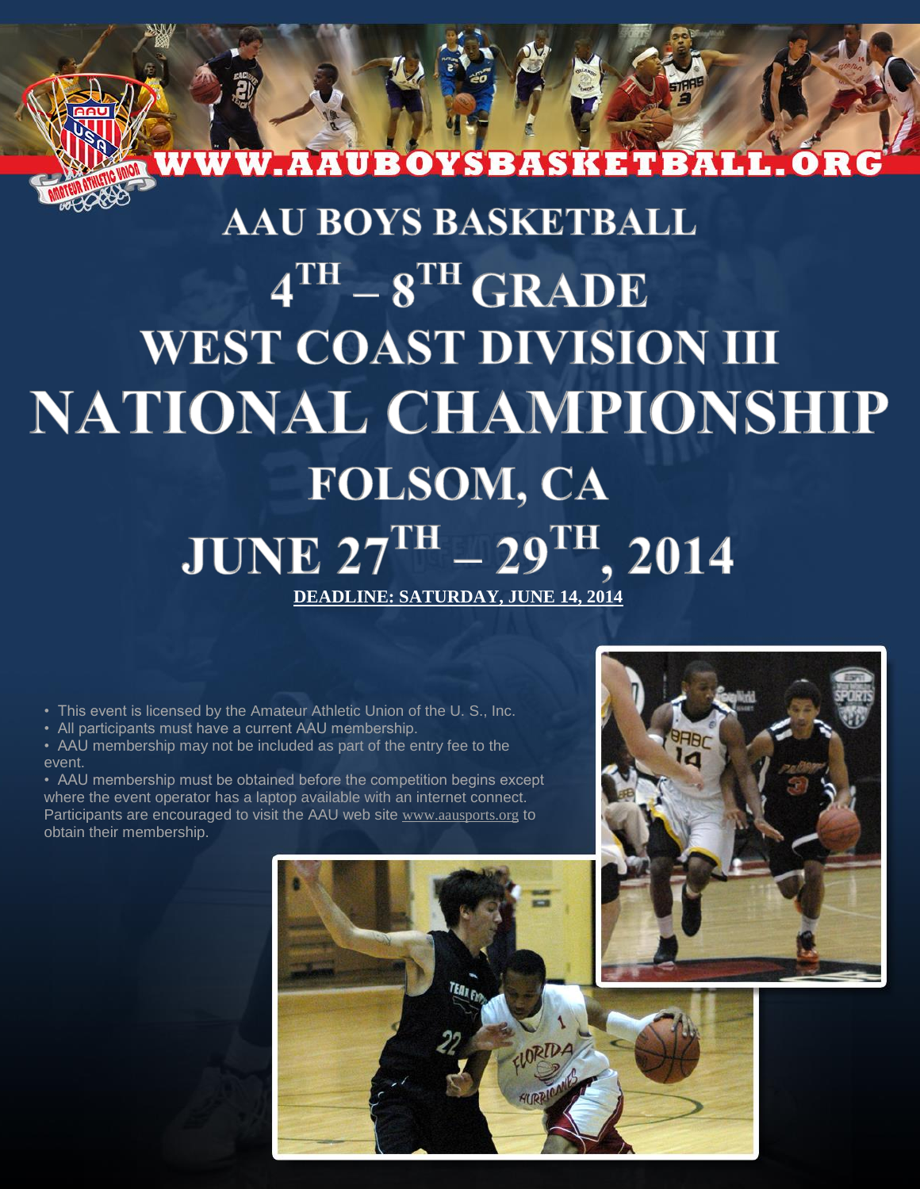WWW.AAUBOYSBASKETBALL.ORG

# AAU BOYS BASKETBALL

# $4^{TH}$ – $8^{TH}$ GRADE WEST COAST DIVISION III NATIONAL CHAMPIONSHIP

## FOLSOM, CA

## JUNE $27^{TH}$ – $29^{TH}$, 2014

**DEADLINE: SATURDAY, JUNE 14, 2014**

- This event is licensed by the Amateur Athletic Union of the U. S., Inc.
- All participants must have a current AAU membership.
- AAU membership may not be included as part of the entry fee to the event.
- AAU membership must be obtained before the competition begins except where the event operator has a laptop available with an internet connect. Participants are encouraged to visit the AAU web site www.aausports.org to obtain their membership.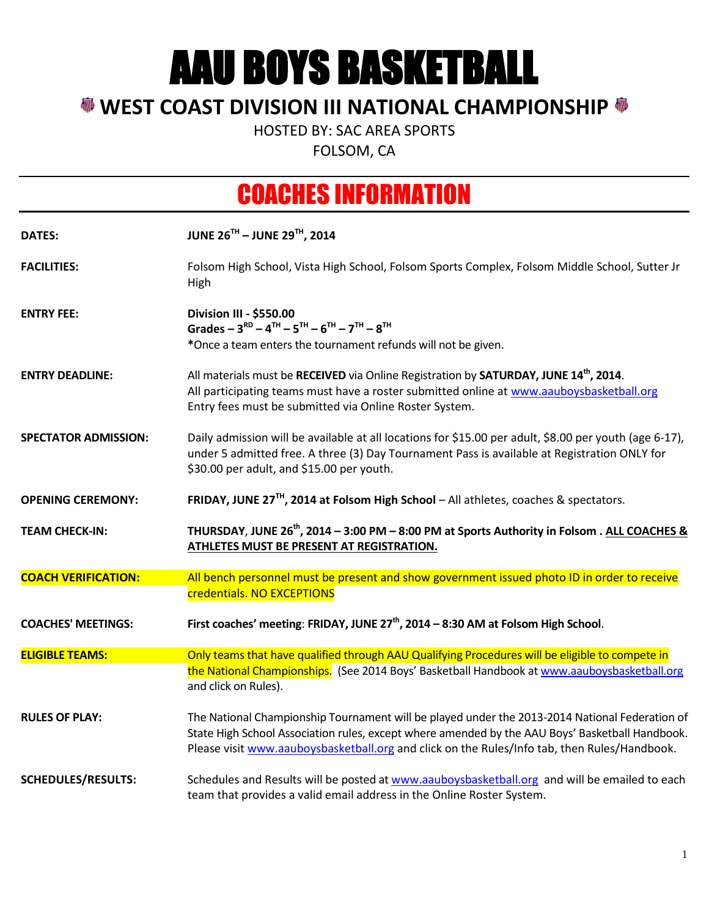# AAU BOYS BASKETBALL

## WEST COAST DIVISION III NATIONAL CHAMPIONSHIP

HOSTED BY: SAC AREA SPORTS

FOLSOM, CA

## COACHES INFORMATION

**DATES:** **JUNE 26TH – JUNE 29TH, 2014**

**FACILITIES:** Folsom High School, Vista High School, Folsom Sports Complex, Folsom Middle School, Sutter Jr High

**ENTRY FEE:** **Division III - $550.00**
**Grades – 3RD – 4TH – 5TH – 6TH – 7TH – 8TH**
***Once a team enters the tournament refunds will not be given.**

**ENTRY DEADLINE:** All materials must be **RECEIVED** via Online Registration by **SATURDAY, JUNE 14th, 2014**.
All participating teams must have a roster submitted online at www.aauboysbasketball.org
Entry fees must be submitted via Online Roster System.

**SPECTATOR ADMISSION:** Daily admission will be available at all locations for $15.00 per adult, $8.00 per youth (age 6-17), under 5 admitted free. A three (3) Day Tournament Pass is available at Registration ONLY for $30.00 per adult, and $15.00 per youth.

**OPENING CEREMONY:** **FRIDAY, JUNE 27TH, 2014 at Folsom High School** – All athletes, coaches & spectators.

**TEAM CHECK-IN:** **THURSDAY, JUNE 26th, 2014 – 3:00 PM – 8:00 PM at Sports Authority in Folsom . ALL COACHES & ATHLETES MUST BE PRESENT AT REGISTRATION.**

**COACH VERIFICATION:** All bench personnel must be present and show government issued photo ID in order to receive credentials. NO EXCEPTIONS

**COACHES' MEETINGS:** **First coaches' meeting: FRIDAY, JUNE 27th, 2014 – 8:30 AM at Folsom High School**.

**ELIGIBLE TEAMS:** Only teams that have qualified through AAU Qualifying Procedures will be eligible to compete in the National Championships. (See 2014 Boys' Basketball Handbook at www.aauboysbasketball.org and click on Rules).

**RULES OF PLAY:** The National Championship Tournament will be played under the 2013-2014 National Federation of State High School Association rules, except where amended by the AAU Boys' Basketball Handbook. Please visit www.aauboysbasketball.org and click on the Rules/Info tab, then Rules/Handbook.

**SCHEDULES/RESULTS:** Schedules and Results will be posted at www.aauboysbasketball.org and will be emailed to each team that provides a valid email address in the Online Roster System.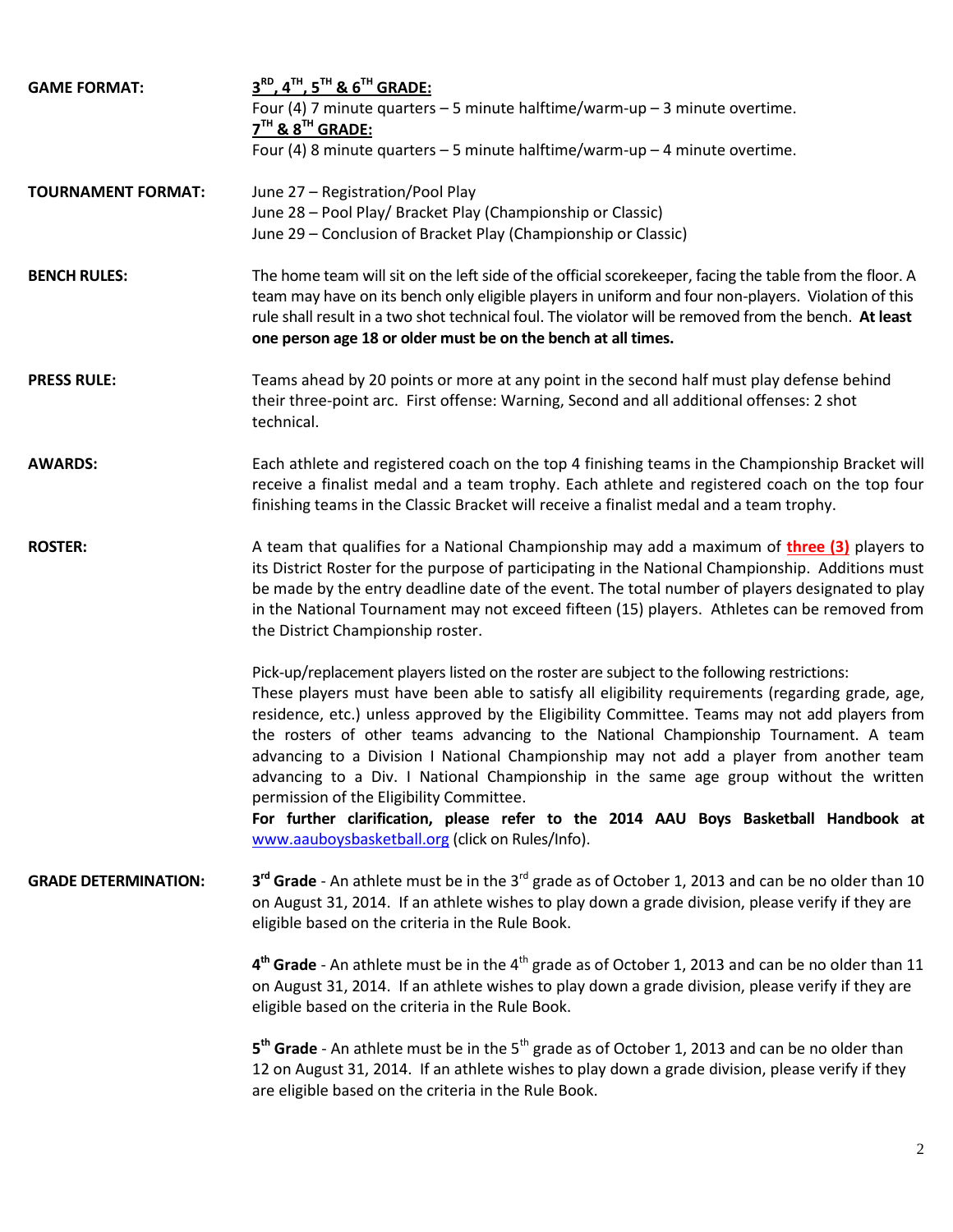**GAME FORMAT:**

**3RD, 4TH, 5TH & 6TH GRADE:**
Four (4) 7 minute quarters – 5 minute halftime/warm-up – 3 minute overtime.
**7TH & 8TH GRADE:**
Four (4) 8 minute quarters – 5 minute halftime/warm-up – 4 minute overtime.

**TOURNAMENT FORMAT:**

June 27 – Registration/Pool Play
June 28 – Pool Play/ Bracket Play (Championship or Classic)
June 29 – Conclusion of Bracket Play (Championship or Classic)

**BENCH RULES:**

The home team will sit on the left side of the official scorekeeper, facing the table from the floor. A team may have on its bench only eligible players in uniform and four non-players. Violation of this rule shall result in a two shot technical foul. The violator will be removed from the bench. **At least one person age 18 or older must be on the bench at all times.**

**PRESS RULE:**

Teams ahead by 20 points or more at any point in the second half must play defense behind their three-point arc. First offense: Warning, Second and all additional offenses: 2 shot technical.

**AWARDS:**

Each athlete and registered coach on the top 4 finishing teams in the Championship Bracket will receive a finalist medal and a team trophy. Each athlete and registered coach on the top four finishing teams in the Classic Bracket will receive a finalist medal and a team trophy.

**ROSTER:**

A team that qualifies for a National Championship may add a maximum of **three (3)** players to its District Roster for the purpose of participating in the National Championship. Additions must be made by the entry deadline date of the event. The total number of players designated to play in the National Tournament may not exceed fifteen (15) players. Athletes can be removed from the District Championship roster.

Pick-up/replacement players listed on the roster are subject to the following restrictions:
These players must have been able to satisfy all eligibility requirements (regarding grade, age, residence, etc.) unless approved by the Eligibility Committee. Teams may not add players from the rosters of other teams advancing to the National Championship Tournament. A team advancing to a Division I National Championship may not add a player from another team advancing to a Div. I National Championship in the same age group without the written permission of the Eligibility Committee.
**For further clarification, please refer to the 2014 AAU Boys Basketball Handbook at** www.aauboysbasketball.org (click on Rules/Info).

**GRADE DETERMINATION:**

**3rd Grade** - An athlete must be in the 3rd grade as of October 1, 2013 and can be no older than 10 on August 31, 2014. If an athlete wishes to play down a grade division, please verify if they are eligible based on the criteria in the Rule Book.

**4th Grade** - An athlete must be in the 4th grade as of October 1, 2013 and can be no older than 11 on August 31, 2014. If an athlete wishes to play down a grade division, please verify if they are eligible based on the criteria in the Rule Book.

**5th Grade** - An athlete must be in the 5th grade as of October 1, 2013 and can be no older than 12 on August 31, 2014. If an athlete wishes to play down a grade division, please verify if they are eligible based on the criteria in the Rule Book.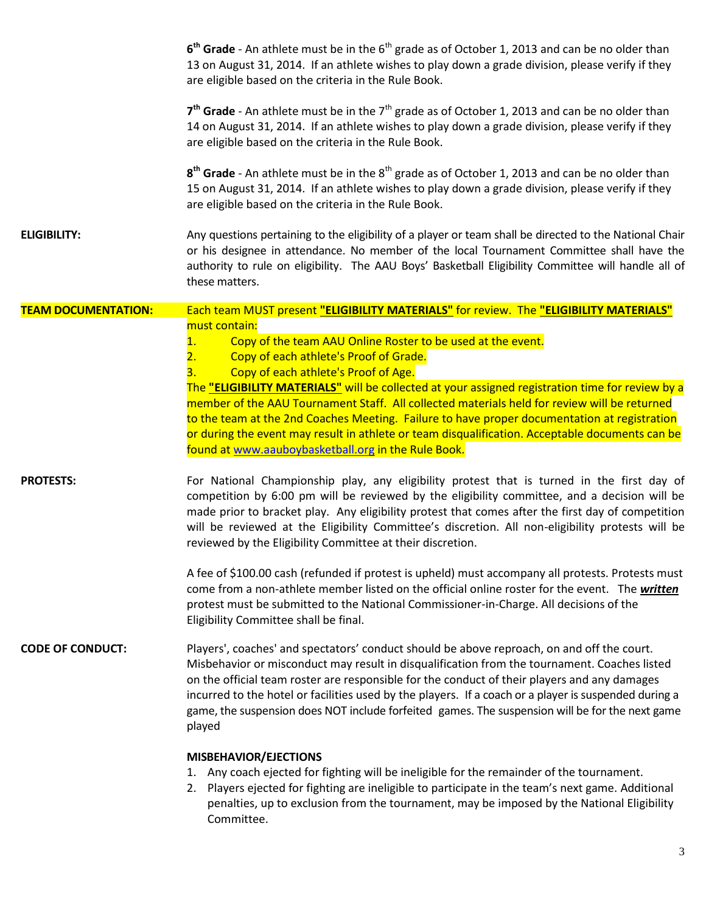**6th Grade** - An athlete must be in the 6th grade as of October 1, 2013 and can be no older than 13 on August 31, 2014. If an athlete wishes to play down a grade division, please verify if they are eligible based on the criteria in the Rule Book.

**7th Grade** - An athlete must be in the 7th grade as of October 1, 2013 and can be no older than 14 on August 31, 2014. If an athlete wishes to play down a grade division, please verify if they are eligible based on the criteria in the Rule Book.

**8th Grade** - An athlete must be in the 8th grade as of October 1, 2013 and can be no older than 15 on August 31, 2014. If an athlete wishes to play down a grade division, please verify if they are eligible based on the criteria in the Rule Book.

**ELIGIBILITY:** Any questions pertaining to the eligibility of a player or team shall be directed to the National Chair or his designee in attendance. No member of the local Tournament Committee shall have the authority to rule on eligibility. The AAU Boys' Basketball Eligibility Committee will handle all of these matters.

**TEAM DOCUMENTATION:** Each team MUST present **"ELIGIBILITY MATERIALS"** for review. The **"ELIGIBILITY MATERIALS"** must contain:

1. Copy of the team AAU Online Roster to be used at the event.
2. Copy of each athlete's Proof of Grade.
3. Copy of each athlete's Proof of Age.

The **"ELIGIBILITY MATERIALS"** will be collected at your assigned registration time for review by a member of the AAU Tournament Staff. All collected materials held for review will be returned to the team at the 2nd Coaches Meeting. Failure to have proper documentation at registration or during the event may result in athlete or team disqualification. Acceptable documents can be found at www.aauboybasketball.org in the Rule Book.

**PROTESTS:** For National Championship play, any eligibility protest that is turned in the first day of competition by 6:00 pm will be reviewed by the eligibility committee, and a decision will be made prior to bracket play. Any eligibility protest that comes after the first day of competition will be reviewed at the Eligibility Committee's discretion. All non-eligibility protests will be reviewed by the Eligibility Committee at their discretion.

A fee of $100.00 cash (refunded if protest is upheld) must accompany all protests. Protests must come from a non-athlete member listed on the official online roster for the event. The ***written*** protest must be submitted to the National Commissioner-in-Charge. All decisions of the Eligibility Committee shall be final.

**CODE OF CONDUCT:** Players', coaches' and spectators' conduct should be above reproach, on and off the court. Misbehavior or misconduct may result in disqualification from the tournament. Coaches listed on the official team roster are responsible for the conduct of their players and any damages incurred to the hotel or facilities used by the players. If a coach or a player is suspended during a game, the suspension does NOT include forfeited games. The suspension will be for the next game played

**MISBEHAVIOR/EJECTIONS**

1. Any coach ejected for fighting will be ineligible for the remainder of the tournament.
2. Players ejected for fighting are ineligible to participate in the team's next game. Additional penalties, up to exclusion from the tournament, may be imposed by the National Eligibility Committee.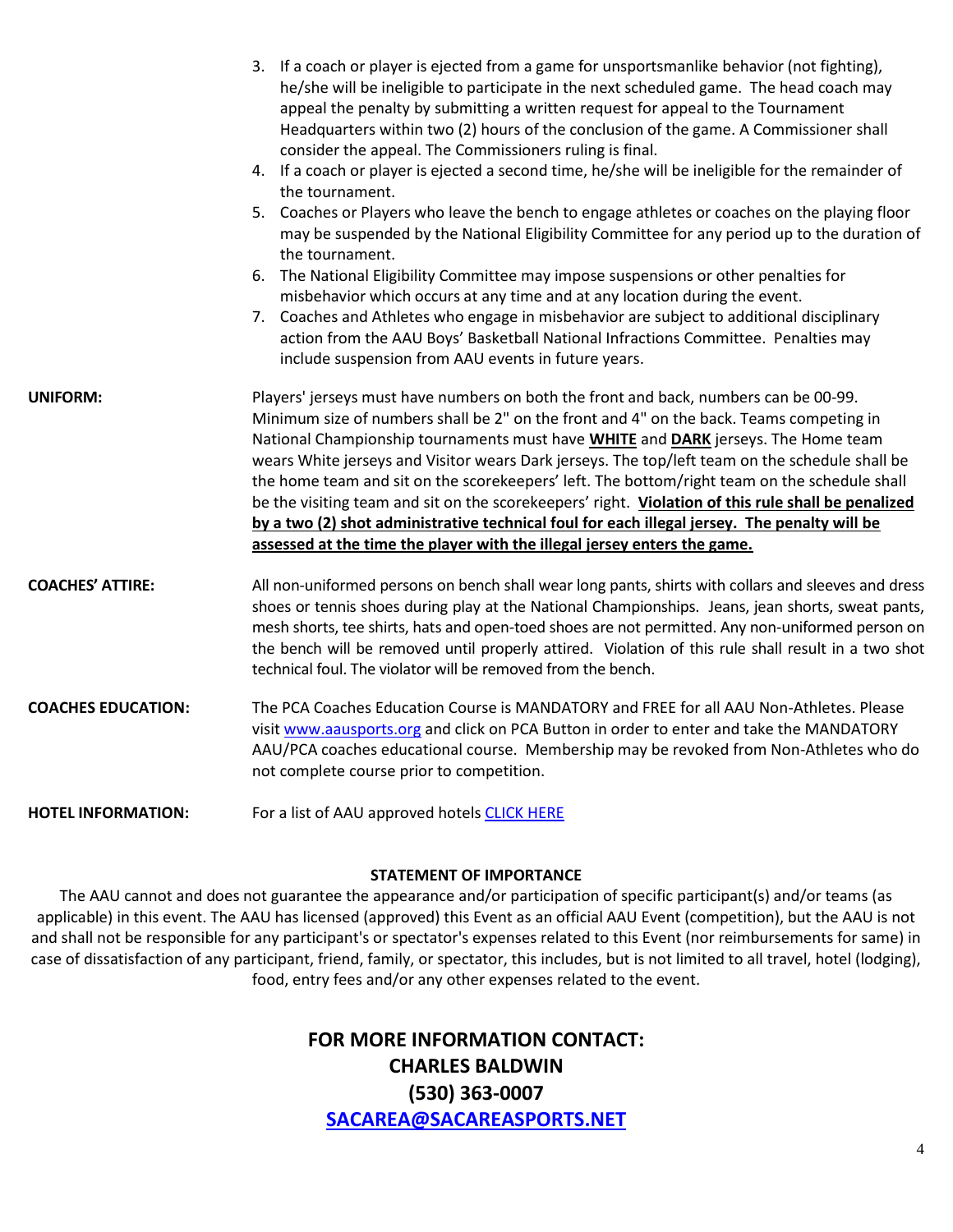3. If a coach or player is ejected from a game for unsportsmanlike behavior (not fighting), he/she will be ineligible to participate in the next scheduled game. The head coach may appeal the penalty by submitting a written request for appeal to the Tournament Headquarters within two (2) hours of the conclusion of the game. A Commissioner shall consider the appeal. The Commissioners ruling is final.
4. If a coach or player is ejected a second time, he/she will be ineligible for the remainder of the tournament.
5. Coaches or Players who leave the bench to engage athletes or coaches on the playing floor may be suspended by the National Eligibility Committee for any period up to the duration of the tournament.
6. The National Eligibility Committee may impose suspensions or other penalties for misbehavior which occurs at any time and at any location during the event.
7. Coaches and Athletes who engage in misbehavior are subject to additional disciplinary action from the AAU Boys' Basketball National Infractions Committee. Penalties may include suspension from AAU events in future years.

**UNIFORM:** Players' jerseys must have numbers on both the front and back, numbers can be 00-99. Minimum size of numbers shall be 2" on the front and 4" on the back. Teams competing in National Championship tournaments must have **WHITE** and **DARK** jerseys. The Home team wears White jerseys and Visitor wears Dark jerseys. The top/left team on the schedule shall be the home team and sit on the scorekeepers' left. The bottom/right team on the schedule shall be the visiting team and sit on the scorekeepers' right. **Violation of this rule shall be penalized by a two (2) shot administrative technical foul for each illegal jersey. The penalty will be assessed at the time the player with the illegal jersey enters the game.**

**COACHES' ATTIRE:** All non-uniformed persons on bench shall wear long pants, shirts with collars and sleeves and dress shoes or tennis shoes during play at the National Championships. Jeans, jean shorts, sweat pants, mesh shorts, tee shirts, hats and open-toed shoes are not permitted. Any non-uniformed person on the bench will be removed until properly attired. Violation of this rule shall result in a two shot technical foul. The violator will be removed from the bench.

**COACHES EDUCATION:** The PCA Coaches Education Course is MANDATORY and FREE for all AAU Non-Athletes. Please visit www.aausports.org and click on PCA Button in order to enter and take the MANDATORY AAU/PCA coaches educational course. Membership may be revoked from Non-Athletes who do not complete course prior to competition.

**HOTEL INFORMATION:** For a list of AAU approved hotels CLICK HERE

**STATEMENT OF IMPORTANCE**

The AAU cannot and does not guarantee the appearance and/or participation of specific participant(s) and/or teams (as applicable) in this event. The AAU has licensed (approved) this Event as an official AAU Event (competition), but the AAU is not and shall not be responsible for any participant's or spectator's expenses related to this Event (nor reimbursements for same) in case of dissatisfaction of any participant, friend, family, or spectator, this includes, but is not limited to all travel, hotel (lodging), food, entry fees and/or any other expenses related to the event.

**FOR MORE INFORMATION CONTACT:**
**CHARLES BALDWIN**
**(530) 363-0007**
**SACAREA@SACAREASPORTS.NET**